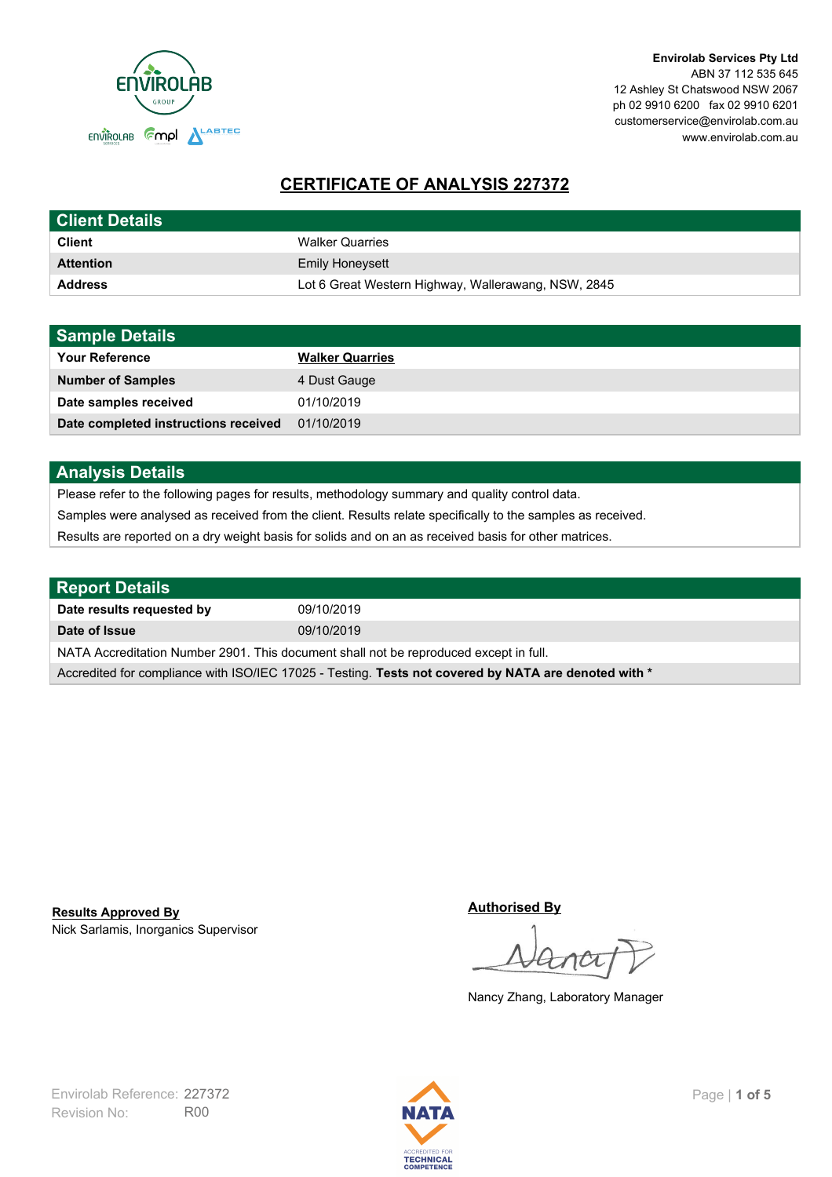**Envirolab Services Pty Ltd**
ABN 37 112 535 645
12 Ashley St Chatswood NSW 2067
ph 02 9910 6200 fax 02 9910 6201
customerservice@envirolab.com.au
www.envirolab.com.au

# CERTIFICATE OF ANALYSIS 227372

| Client Details | |
|---|---|
| **Client** | Walker Quarries |
| **Attention** | Emily Honeysett |
| **Address** | Lot 6 Great Western Highway, Wallerawang, NSW, 2845 |

| Sample Details | |
|---|---|
| **Your Reference** | **Walker Quarries** |
| **Number of Samples** | 4 Dust Gauge |
| **Date samples received** | 01/10/2019 |
| **Date completed instructions received** | 01/10/2019 |

## Analysis Details

Please refer to the following pages for results, methodology summary and quality control data.

Samples were analysed as received from the client. Results relate specifically to the samples as received.

Results are reported on a dry weight basis for solids and on an as received basis for other matrices.

| Report Details | |
|---|---|
| **Date results requested by** | 09/10/2019 |
| **Date of Issue** | 09/10/2019 |

NATA Accreditation Number 2901. This document shall not be reproduced except in full.

Accredited for compliance with ISO/IEC 17025 - Testing. **Tests not covered by NATA are denoted with ***

**Results Approved By**
Nick Sarlamis, Inorganics Supervisor

**Authorised By**
Nancy Zhang, Laboratory Manager

Envirolab Reference: 227372
Revision No: R00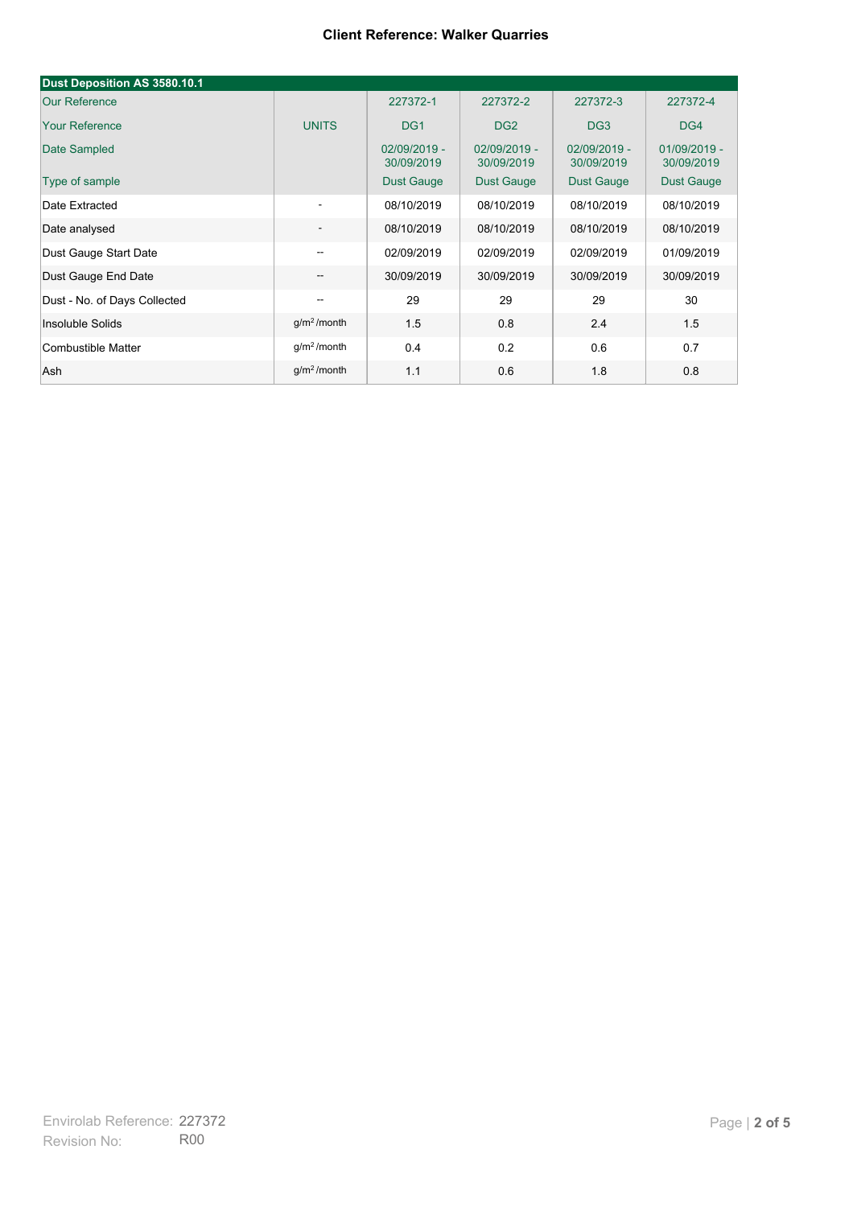**Client Reference: Walker Quarries**

| Dust Deposition AS 3580.10.1 | | | | | |
|---|---|---|---|---|---|
| Our Reference | | 227372-1 | 227372-2 | 227372-3 | 227372-4 |
| Your Reference | UNITS | DG1 | DG2 | DG3 | DG4 |
| Date Sampled | | 02/09/2019 - 30/09/2019 | 02/09/2019 - 30/09/2019 | 02/09/2019 - 30/09/2019 | 01/09/2019 - 30/09/2019 |
| Type of sample | | Dust Gauge | Dust Gauge | Dust Gauge | Dust Gauge |
| Date Extracted | - | 08/10/2019 | 08/10/2019 | 08/10/2019 | 08/10/2019 |
| Date analysed | - | 08/10/2019 | 08/10/2019 | 08/10/2019 | 08/10/2019 |
| Dust Gauge Start Date | -- | 02/09/2019 | 02/09/2019 | 02/09/2019 | 01/09/2019 |
| Dust Gauge End Date | -- | 30/09/2019 | 30/09/2019 | 30/09/2019 | 30/09/2019 |
| Dust - No. of Days Collected | -- | 29 | 29 | 29 | 30 |
| Insoluble Solids | $g/m^2$ /month | 1.5 | 0.8 | 2.4 | 1.5 |
| Combustible Matter | $g/m^2$ /month | 0.4 | 0.2 | 0.6 | 0.7 |
| Ash | $g/m^2$ /month | 1.1 | 0.6 | 1.8 | 0.8 |

Envirolab Reference: 227372
Revision No: R00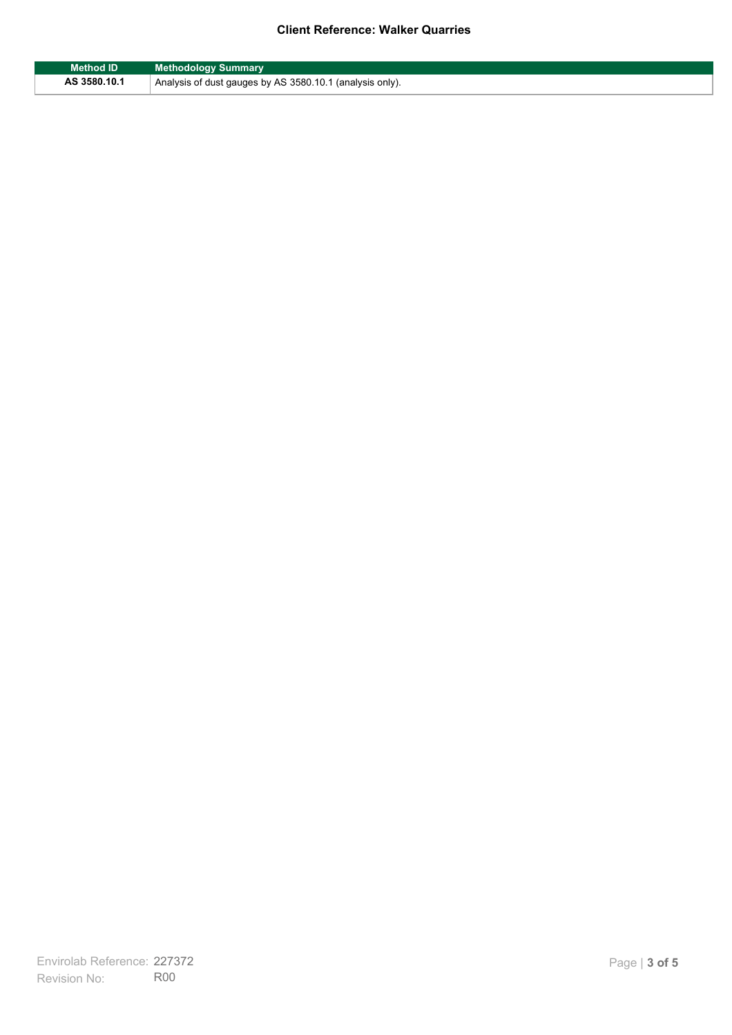| Method ID | Methodology Summary |
| --- | --- |
| AS 3580.10.1 | Analysis of dust gauges by AS 3580.10.1 (analysis only). |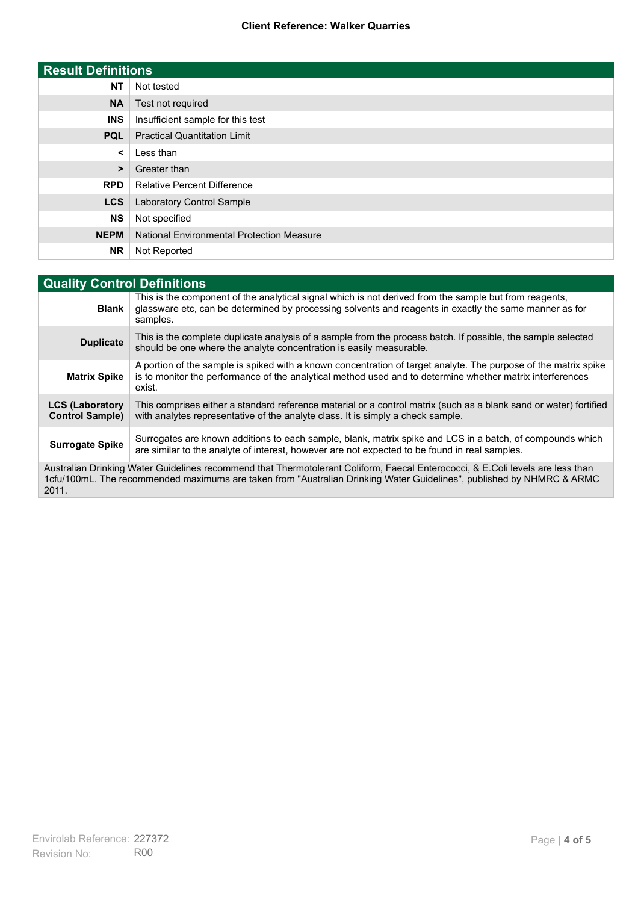**Client Reference: Walker Quarries**

| Result Definitions | |
|---|---|
| **NT** | Not tested |
| **NA** | Test not required |
| **INS** | Insufficient sample for this test |
| **PQL** | Practical Quantitation Limit |
| **<** | Less than |
| **>** | Greater than |
| **RPD** | Relative Percent Difference |
| **LCS** | Laboratory Control Sample |
| **NS** | Not specified |
| **NEPM** | National Environmental Protection Measure |
| **NR** | Not Reported |

| Quality Control Definitions | |
|---|---|
| **Blank** | This is the component of the analytical signal which is not derived from the sample but from reagents, glassware etc, can be determined by processing solvents and reagents in exactly the same manner as for samples. |
| **Duplicate** | This is the complete duplicate analysis of a sample from the process batch. If possible, the sample selected should be one where the analyte concentration is easily measurable. |
| **Matrix Spike** | A portion of the sample is spiked with a known concentration of target analyte. The purpose of the matrix spike is to monitor the performance of the analytical method used and to determine whether matrix interferences exist. |
| **LCS (Laboratory Control Sample)** | This comprises either a standard reference material or a control matrix (such as a blank sand or water) fortified with analytes representative of the analyte class. It is simply a check sample. |
| **Surrogate Spike** | Surrogates are known additions to each sample, blank, matrix spike and LCS in a batch, of compounds which are similar to the analyte of interest, however are not expected to be found in real samples. |

Australian Drinking Water Guidelines recommend that Thermotolerant Coliform, Faecal Enterococci, & E.Coli levels are less than 1cfu/100mL. The recommended maximums are taken from "Australian Drinking Water Guidelines", published by NHMRC & ARMC 2011.

Envirolab Reference: 227372
Revision No: R00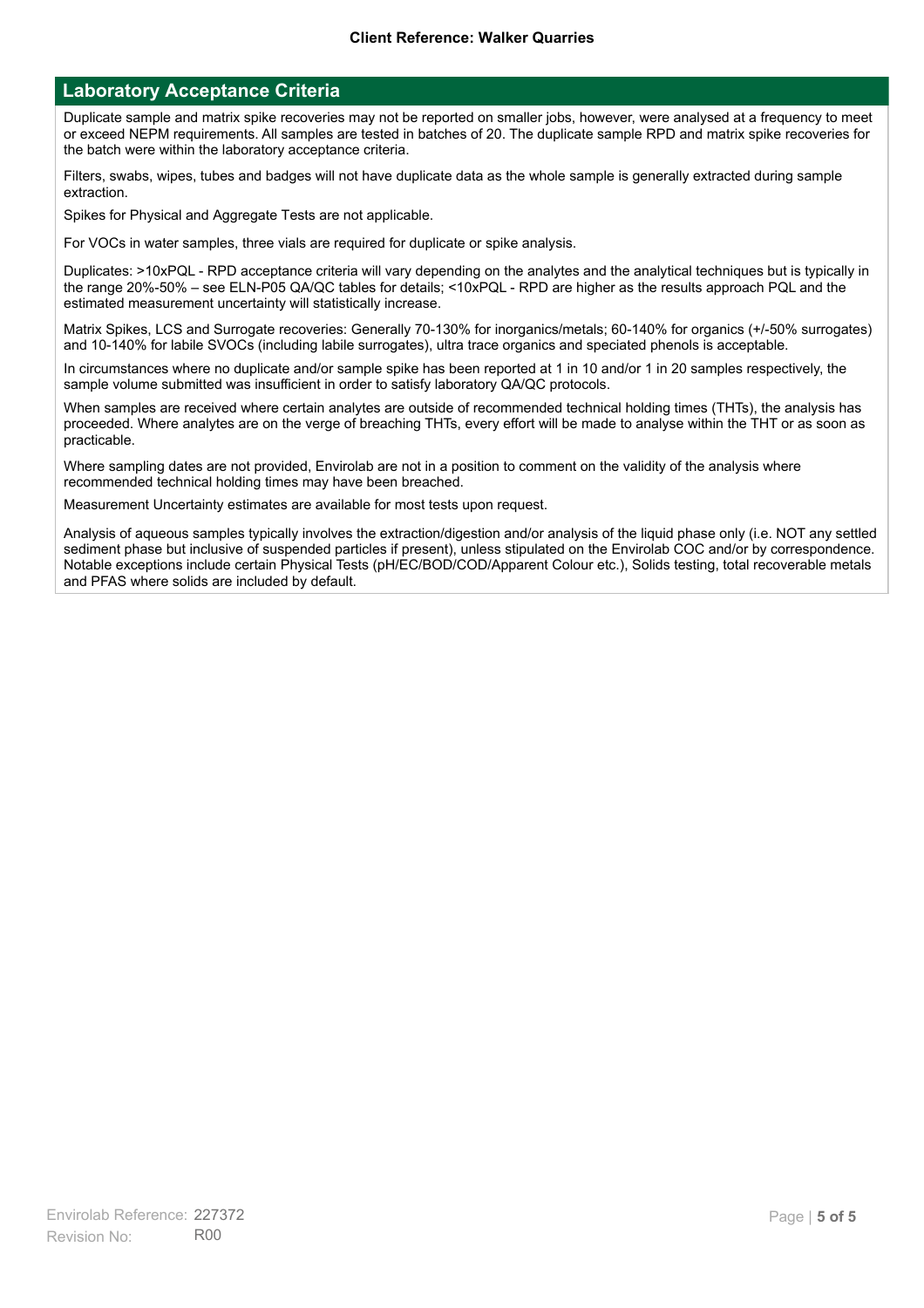## Laboratory Acceptance Criteria

Duplicate sample and matrix spike recoveries may not be reported on smaller jobs, however, were analysed at a frequency to meet or exceed NEPM requirements. All samples are tested in batches of 20. The duplicate sample RPD and matrix spike recoveries for the batch were within the laboratory acceptance criteria.

Filters, swabs, wipes, tubes and badges will not have duplicate data as the whole sample is generally extracted during sample extraction.

Spikes for Physical and Aggregate Tests are not applicable.

For VOCs in water samples, three vials are required for duplicate or spike analysis.

Duplicates: >10xPQL - RPD acceptance criteria will vary depending on the analytes and the analytical techniques but is typically in the range 20%-50% – see ELN-P05 QA/QC tables for details; <10xPQL - RPD are higher as the results approach PQL and the estimated measurement uncertainty will statistically increase.

Matrix Spikes, LCS and Surrogate recoveries: Generally 70-130% for inorganics/metals; 60-140% for organics (+/-50% surrogates) and 10-140% for labile SVOCs (including labile surrogates), ultra trace organics and speciated phenols is acceptable.

In circumstances where no duplicate and/or sample spike has been reported at 1 in 10 and/or 1 in 20 samples respectively, the sample volume submitted was insufficient in order to satisfy laboratory QA/QC protocols.

When samples are received where certain analytes are outside of recommended technical holding times (THTs), the analysis has proceeded. Where analytes are on the verge of breaching THTs, every effort will be made to analyse within the THT or as soon as practicable.

Where sampling dates are not provided, Envirolab are not in a position to comment on the validity of the analysis where recommended technical holding times may have been breached.

Measurement Uncertainty estimates are available for most tests upon request.

Analysis of aqueous samples typically involves the extraction/digestion and/or analysis of the liquid phase only (i.e. NOT any settled sediment phase but inclusive of suspended particles if present), unless stipulated on the Envirolab COC and/or by correspondence. Notable exceptions include certain Physical Tests (pH/EC/BOD/COD/Apparent Colour etc.), Solids testing, total recoverable metals and PFAS where solids are included by default.